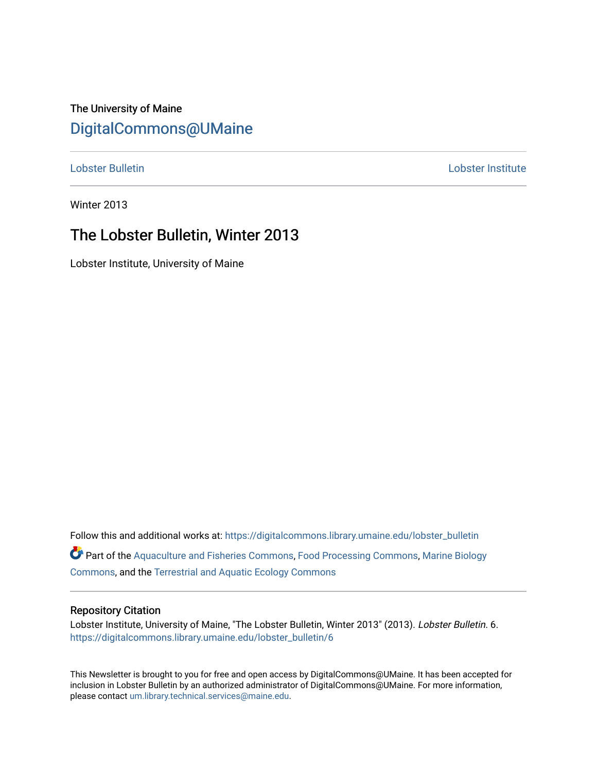The University of Maine

DigitalCommons@UMaine

Lobster Bulletin | Lobster Institute

Winter 2013

# The Lobster Bulletin, Winter 2013

Lobster Institute, University of Maine

Follow this and additional works at: https://digitalcommons.library.umaine.edu/lobster_bulletin

Part of the Aquaculture and Fisheries Commons, Food Processing Commons, Marine Biology Commons, and the Terrestrial and Aquatic Ecology Commons

## Repository Citation

Lobster Institute, University of Maine, "The Lobster Bulletin, Winter 2013" (2013). *Lobster Bulletin*. 6.
https://digitalcommons.library.umaine.edu/lobster_bulletin/6

This Newsletter is brought to you for free and open access by DigitalCommons@UMaine. It has been accepted for inclusion in Lobster Bulletin by an authorized administrator of DigitalCommons@UMaine. For more information, please contact um.library.technical.services@maine.edu.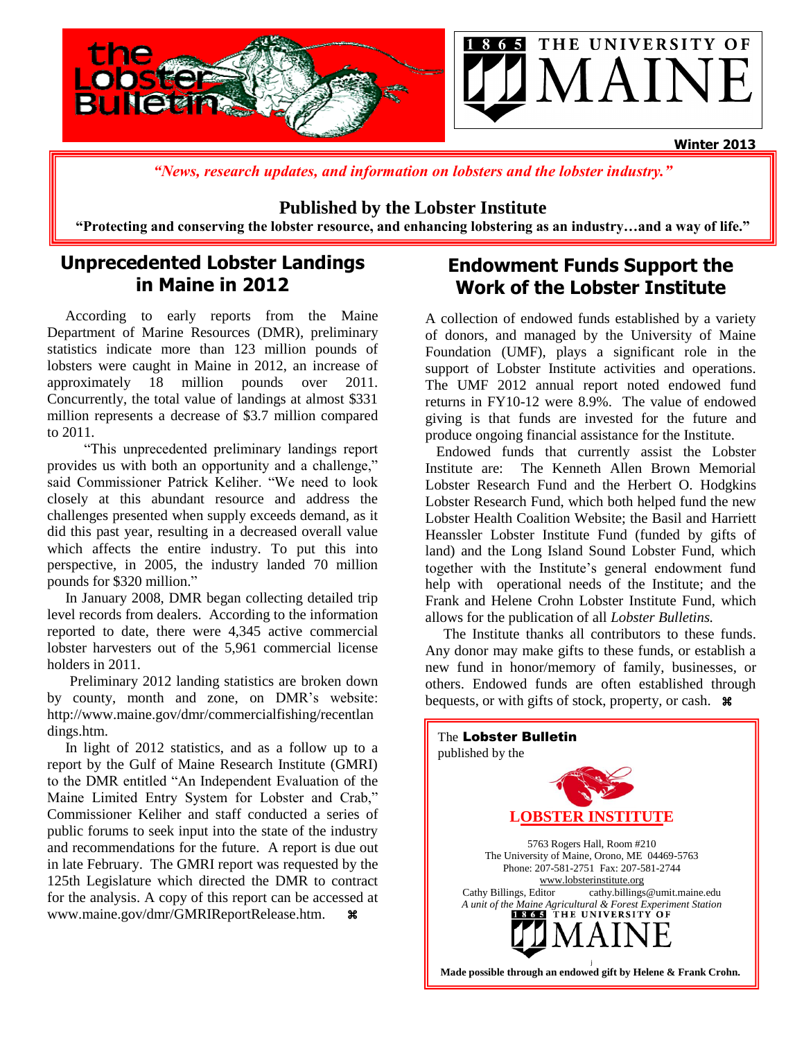the Lobster Bulletin

1865 THE UNIVERSITY OF MAINE

**Winter 2013**

*"News, research updates, and information on lobsters and the lobster industry."*

**Published by the Lobster Institute**

**"Protecting and conserving the lobster resource, and enhancing lobstering as an industry…and a way of life."**

## Unprecedented Lobster Landings in Maine in 2012

According to early reports from the Maine Department of Marine Resources (DMR), preliminary statistics indicate more than 123 million pounds of lobsters were caught in Maine in 2012, an increase of approximately 18 million pounds over 2011. Concurrently, the total value of landings at almost $331 million represents a decrease of $3.7 million compared to 2011.

"This unprecedented preliminary landings report provides us with both an opportunity and a challenge," said Commissioner Patrick Keliher. "We need to look closely at this abundant resource and address the challenges presented when supply exceeds demand, as it did this past year, resulting in a decreased overall value which affects the entire industry. To put this into perspective, in 2005, the industry landed 70 million pounds for $320 million."

In January 2008, DMR began collecting detailed trip level records from dealers. According to the information reported to date, there were 4,345 active commercial lobster harvesters out of the 5,961 commercial license holders in 2011.

Preliminary 2012 landing statistics are broken down by county, month and zone, on DMR's website: http://www.maine.gov/dmr/commercialfishing/recentlandings.htm.

In light of 2012 statistics, and as a follow up to a report by the Gulf of Maine Research Institute (GMRI) to the DMR entitled "An Independent Evaluation of the Maine Limited Entry System for Lobster and Crab," Commissioner Keliher and staff conducted a series of public forums to seek input into the state of the industry and recommendations for the future. A report is due out in late February. The GMRI report was requested by the 125th Legislature which directed the DMR to contract for the analysis. A copy of this report can be accessed at www.maine.gov/dmr/GMRIReportRelease.htm. ⌘

## Endowment Funds Support the Work of the Lobster Institute

A collection of endowed funds established by a variety of donors, and managed by the University of Maine Foundation (UMF), plays a significant role in the support of Lobster Institute activities and operations. The UMF 2012 annual report noted endowed fund returns in FY10-12 were 8.9%. The value of endowed giving is that funds are invested for the future and produce ongoing financial assistance for the Institute.

Endowed funds that currently assist the Lobster Institute are: The Kenneth Allen Brown Memorial Lobster Research Fund and the Herbert O. Hodgkins Lobster Research Fund, which both helped fund the new Lobster Health Coalition Website; the Basil and Harriett Heanssler Lobster Institute Fund (funded by gifts of land) and the Long Island Sound Lobster Fund, which together with the Institute's general endowment fund help with operational needs of the Institute; and the Frank and Helene Crohn Lobster Institute Fund, which allows for the publication of all *Lobster Bulletins.*

The Institute thanks all contributors to these funds. Any donor may make gifts to these funds, or establish a new fund in honor/memory of family, businesses, or others. Endowed funds are often established through bequests, or with gifts of stock, property, or cash. ⌘

The **Lobster Bulletin** published by the

**LOBSTER INSTITUTE**

5763 Rogers Hall, Room #210
The University of Maine, Orono, ME 04469-5763
Phone: 207-581-2751 Fax: 207-581-2744
www.lobsterinstitute.org
Cathy Billings, Editor cathy.billings@umit.maine.edu
*A unit of the Maine Agricultural & Forest Experiment Station*

1865 THE UNIVERSITY OF MAINE

**Made possible through an endowed gift by Helene & Frank Crohn.**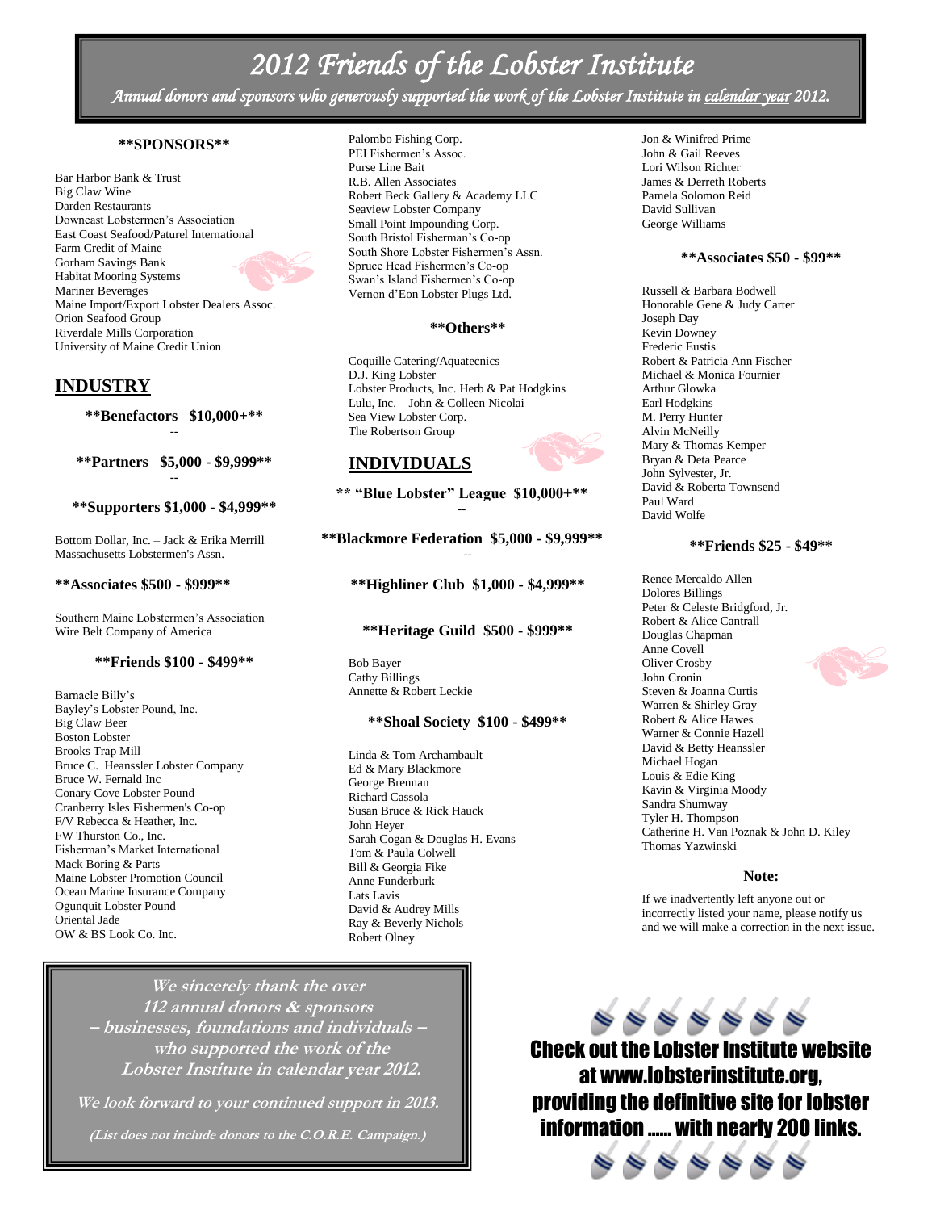# 2012 Friends of the Lobster Institute

*Annual donors and sponsors who generously supported the work of the Lobster Institute in calendar year 2012.*

**\*\*SPONSORS\*\***

Bar Harbor Bank & Trust
Big Claw Wine
Darden Restaurants
Downeast Lobstermen's Association
East Coast Seafood/Paturel International
Farm Credit of Maine
Gorham Savings Bank
Habitat Mooring Systems
Mariner Beverages
Maine Import/Export Lobster Dealers Assoc.
Orion Seafood Group
Riverdale Mills Corporation
University of Maine Credit Union

## INDUSTRY

**\*\*Benefactors $10,000+\*\***

--

**\*\*Partners $5,000 - $9,999\*\***

--

**\*\*Supporters $1,000 - $4,999\*\***

Bottom Dollar, Inc. – Jack & Erika Merrill
Massachusetts Lobstermen's Assn.

**\*\*Associates $500 - $999\*\***

Southern Maine Lobstermen's Association
Wire Belt Company of America

**\*\*Friends $100 - $499\*\***

Barnacle Billy's
Bayley's Lobster Pound, Inc.
Big Claw Beer
Boston Lobster
Brooks Trap Mill
Bruce C. Heanssler Lobster Company
Bruce W. Fernald Inc
Conary Cove Lobster Pound
Cranberry Isles Fishermen's Co-op
F/V Rebecca & Heather, Inc.
FW Thurston Co., Inc.
Fisherman's Market International
Mack Boring & Parts
Maine Lobster Promotion Council
Ocean Marine Insurance Company
Ogunquit Lobster Pound
Oriental Jade
OW & BS Look Co. Inc.
Palombo Fishing Corp.
PEI Fishermen's Assoc.
Purse Line Bait
R.B. Allen Associates
Robert Beck Gallery & Academy LLC
Seaview Lobster Company
Small Point Impounding Corp.
South Bristol Fisherman's Co-op
South Shore Lobster Fishermen's Assn.
Spruce Head Fishermen's Co-op
Swan's Island Fishermen's Co-op
Vernon d'Eon Lobster Plugs Ltd.

**\*\*Others\*\***

Coquille Catering/Aquatecnics
D.J. King Lobster
Lobster Products, Inc. Herb & Pat Hodgkins
Lulu, Inc. – John & Colleen Nicolai
Sea View Lobster Corp.
The Robertson Group

## INDIVIDUALS

**\*\* "Blue Lobster" League $10,000+\*\***

--

**\*\*Blackmore Federation $5,000 - $9,999\*\***

--

**\*\*Highliner Club $1,000 - $4,999\*\***

**\*\*Heritage Guild $500 - $999\*\***

Bob Bayer
Cathy Billings
Annette & Robert Leckie

**\*\*Shoal Society $100 - $499\*\***

Linda & Tom Archambault
Ed & Mary Blackmore
George Brennan
Richard Cassola
Susan Bruce & Rick Hauck
John Heyer
Sarah Cogan & Douglas H. Evans
Tom & Paula Colwell
Bill & Georgia Fike
Anne Funderburk
Lats Lavis
David & Audrey Mills
Ray & Beverly Nichols
Robert Olney
Jon & Winifred Prime
John & Gail Reeves
Lori Wilson Richter
James & Derreth Roberts
Pamela Solomon Reid
David Sullivan
George Williams

**\*\*Associates $50 - $99\*\***

Russell & Barbara Bodwell
Honorable Gene & Judy Carter
Joseph Day
Kevin Downey
Frederic Eustis
Robert & Patricia Ann Fischer
Michael & Monica Fournier
Arthur Glowka
Earl Hodgkins
M. Perry Hunter
Alvin McNeilly
Mary & Thomas Kemper
Bryan & Deta Pearce
John Sylvester, Jr.
David & Roberta Townsend
Paul Ward
David Wolfe

**\*\*Friends $25 - $49\*\***

Renee Mercaldo Allen
Dolores Billings
Peter & Celeste Bridgford, Jr.
Robert & Alice Cantrall
Douglas Chapman
Anne Covell
Oliver Crosby
John Cronin
Steven & Joanna Curtis
Warren & Shirley Gray
Robert & Alice Hawes
Warner & Connie Hazell
David & Betty Heanssler
Michael Hogan
Louis & Edie King
Kavin & Virginia Moody
Sandra Shumway
Tyler H. Thompson
Catherine H. Van Poznak & John D. Kiley
Thomas Yazwinski

**Note:**

If we inadvertently left anyone out or incorrectly listed your name, please notify us and we will make a correction in the next issue.

*We sincerely thank the over 112 annual donors & sponsors – businesses, foundations and individuals – who supported the work of the Lobster Institute in calendar year 2012.*

*We look forward to your continued support in 2013.*

*(List does not include donors to the C.O.R.E. Campaign.)*

**Check out the Lobster Institute website at www.lobsterinstitute.org, providing the definitive site for lobster information ...... with nearly 200 links.**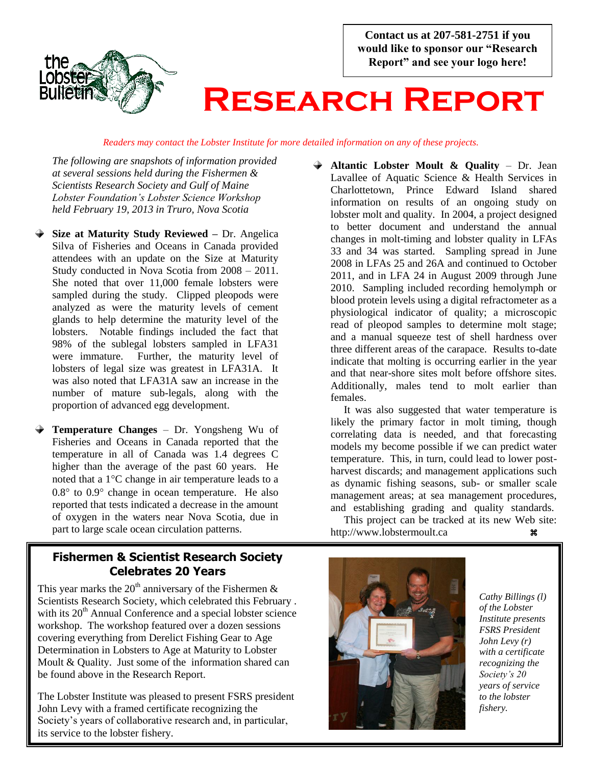Contact us at 207-581-2751 if you would like to sponsor our "Research Report" and see your logo here!

# Research Report

*Readers may contact the Lobster Institute for more detailed information on any of these projects.*

*The following are snapshots of information provided at several sessions held during the Fishermen & Scientists Research Society and Gulf of Maine Lobster Foundation's Lobster Science Workshop held February 19, 2013 in Truro, Nova Scotia*

- **Size at Maturity Study Reviewed –** Dr. Angelica Silva of Fisheries and Oceans in Canada provided attendees with an update on the Size at Maturity Study conducted in Nova Scotia from 2008 – 2011. She noted that over 11,000 female lobsters were sampled during the study. Clipped pleopods were analyzed as were the maturity levels of cement glands to help determine the maturity level of the lobsters. Notable findings included the fact that 98% of the sublegal lobsters sampled in LFA31 were immature. Further, the maturity level of lobsters of legal size was greatest in LFA31A. It was also noted that LFA31A saw an increase in the number of mature sub-legals, along with the proportion of advanced egg development.

- **Temperature Changes** – Dr. Yongsheng Wu of Fisheries and Oceans in Canada reported that the temperature in all of Canada was 1.4 degrees C higher than the average of the past 60 years. He noted that a 1°C change in air temperature leads to a 0.8° to 0.9° change in ocean temperature. He also reported that tests indicated a decrease in the amount of oxygen in the waters near Nova Scotia, due in part to large scale ocean circulation patterns.

- **Altantic Lobster Moult & Quality** – Dr. Jean Lavallee of Aquatic Science & Health Services in Charlottetown, Prince Edward Island shared information on results of an ongoing study on lobster molt and quality. In 2004, a project designed to better document and understand the annual changes in molt-timing and lobster quality in LFAs 33 and 34 was started. Sampling spread in June 2008 in LFAs 25 and 26A and continued to October 2011, and in LFA 24 in August 2009 through June 2010. Sampling included recording hemolymph or blood protein levels using a digital refractometer as a physiological indicator of quality; a microscopic read of pleopod samples to determine molt stage; and a manual squeeze test of shell hardness over three different areas of the carapace. Results to-date indicate that molting is occurring earlier in the year and that near-shore sites molt before offshore sites. Additionally, males tend to molt earlier than females.

  It was also suggested that water temperature is likely the primary factor in molt timing, though correlating data is needed, and that forecasting models my become possible if we can predict water temperature. This, in turn, could lead to lower post-harvest discards; and management applications such as dynamic fishing seasons, sub- or smaller scale management areas; at sea management procedures, and establishing grading and quality standards.

  This project can be tracked at its new Web site: http://www.lobstermoult.ca ⌘

## Fishermen & Scientist Research Society Celebrates 20 Years

This year marks the 20th anniversary of the Fishermen & Scientists Research Society, which celebrated this February . with its 20th Annual Conference and a special lobster science workshop. The workshop featured over a dozen sessions covering everything from Derelict Fishing Gear to Age Determination in Lobsters to Age at Maturity to Lobster Moult & Quality. Just some of the information shared can be found above in the Research Report.

The Lobster Institute was pleased to present FSRS president John Levy with a framed certificate recognizing the Society's years of collaborative research and, in particular, its service to the lobster fishery.

*Cathy Billings (l) of the Lobster Institute presents FSRS President John Levy (r) with a certificate recognizing the Society's 20 years of service to the lobster fishery.*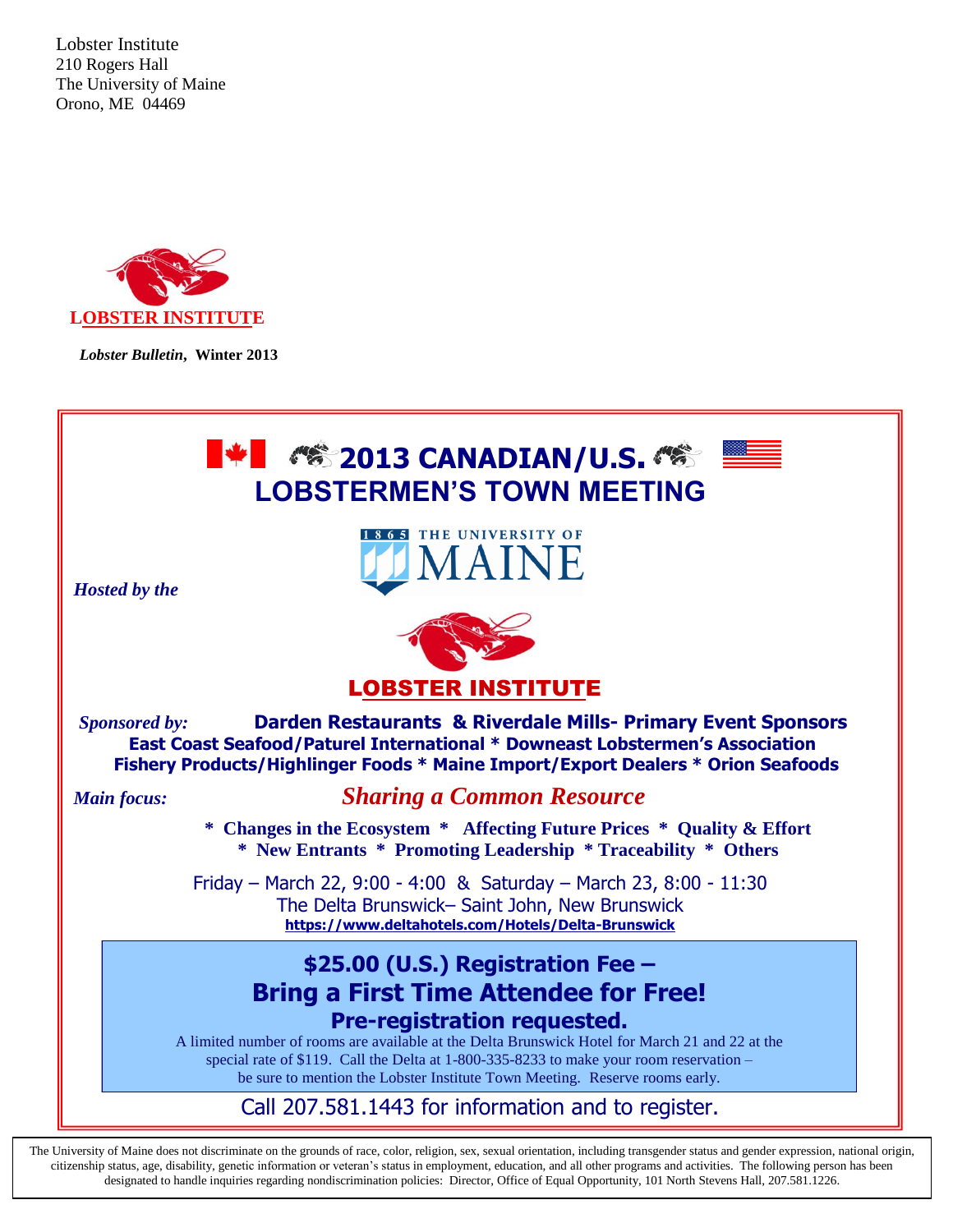Lobster Institute
210 Rogers Hall
The University of Maine
Orono, ME 04469

LOBSTER INSTITUTE

*Lobster Bulletin*, **Winter 2013**

# 2013 CANADIAN/U.S. LOBSTERMEN'S TOWN MEETING

*Hosted by the*

THE UNIVERSITY OF MAINE

LOBSTER INSTITUTE

*Sponsored by:* **Darden Restaurants & Riverdale Mills- Primary Event Sponsors**
**East Coast Seafood/Paturel International * Downeast Lobstermen's Association**
**Fishery Products/Highlinger Foods * Maine Import/Export Dealers * Orion Seafoods**

*Main focus:* ***Sharing a Common Resource***

**\* Changes in the Ecosystem \* Affecting Future Prices \* Quality & Effort**
**\* New Entrants \* Promoting Leadership \* Traceability \* Others**

Friday – March 22, 9:00 - 4:00 & Saturday – March 23, 8:00 - 11:30
The Delta Brunswick– Saint John, New Brunswick
**https://www.deltahotels.com/Hotels/Delta-Brunswick**

## $25.00 (U.S.) Registration Fee – Bring a First Time Attendee for Free!

### Pre-registration requested.

A limited number of rooms are available at the Delta Brunswick Hotel for March 21 and 22 at the special rate of $119. Call the Delta at 1-800-335-8233 to make your room reservation – be sure to mention the Lobster Institute Town Meeting. Reserve rooms early.

Call 207.581.1443 for information and to register.

The University of Maine does not discriminate on the grounds of race, color, religion, sex, sexual orientation, including transgender status and gender expression, national origin, citizenship status, age, disability, genetic information or veteran's status in employment, education, and all other programs and activities. The following person has been designated to handle inquiries regarding nondiscrimination policies: Director, Office of Equal Opportunity, 101 North Stevens Hall, 207.581.1226.